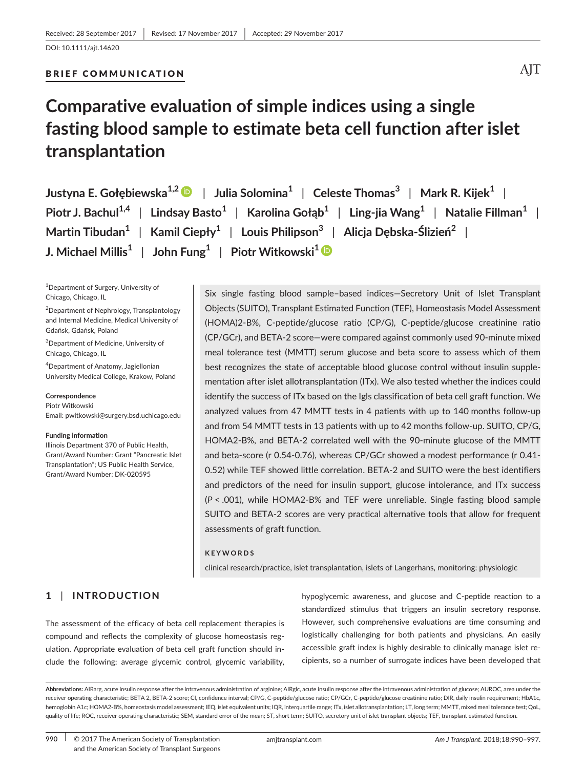Received: 28 September 2017 | Revised: 17 November 2017 | Accepted: 29 November 2017

DOI: 10.1111/ajt.14620

BRIEF COMMUNICATION

# Comparative evaluation of simple indices using a single fasting blood sample to estimate beta cell function after islet transplantation

**Justyna E. Gołębiewska[1,2] | Julia Solomina[1] | Celeste Thomas[3] | Mark R. Kijek[1] | Piotr J. Bachul[1,4] | Lindsay Basto[1] | Karolina Gołąb[1] | Ling-jia Wang[1] | Natalie Fillman[1] | Martin Tibudan[1] | Kamil Ciepły[1] | Louis Philipson[3] | Alicja Dębska-Ślizień[2] | J. Michael Millis[1] | John Fung[1] | Piotr Witkowski[1]**

[1]Department of Surgery, University of Chicago, Chicago, IL

[2]Department of Nephrology, Transplantology and Internal Medicine, Medical University of Gdańsk, Gdańsk, Poland

[3]Department of Medicine, University of Chicago, Chicago, IL

[4]Department of Anatomy, Jagiellonian University Medical College, Krakow, Poland

**Correspondence**
Piotr Witkowski
Email: pwitkowski@surgery.bsd.uchicago.edu

**Funding information**
Illinois Department 370 of Public Health, Grant/Award Number: Grant "Pancreatic Islet Transplantation"; US Public Health Service, Grant/Award Number: DK-020595

Six single fasting blood sample–based indices—Secretory Unit of Islet Transplant Objects (SUITO), Transplant Estimated Function (TEF), Homeostasis Model Assessment (HOMA)2-B%, C-peptide/glucose ratio (CP/G), C-peptide/glucose creatinine ratio (CP/GCr), and BETA-2 score—were compared against commonly used 90-minute mixed meal tolerance test (MMTT) serum glucose and beta score to assess which of them best recognizes the state of acceptable blood glucose control without insulin supplementation after islet allotransplantation (ITx). We also tested whether the indices could identify the success of ITx based on the Igls classification of beta cell graft function. We analyzed values from 47 MMTT tests in 4 patients with up to 140 months follow-up and from 54 MMTT tests in 13 patients with up to 42 months follow-up. SUITO, CP/G, HOMA2-B%, and BETA-2 correlated well with the 90-minute glucose of the MMTT and beta-score (r 0.54-0.76), whereas CP/GCr showed a modest performance (r 0.41-0.52) while TEF showed little correlation. BETA-2 and SUITO were the best identifiers and predictors of the need for insulin support, glucose intolerance, and ITx success ($P < .001$), while HOMA2-B% and TEF were unreliable. Single fasting blood sample SUITO and BETA-2 scores are very practical alternative tools that allow for frequent assessments of graft function.

**KEYWORDS**

clinical research/practice, islet transplantation, islets of Langerhans, monitoring: physiologic

## 1 | INTRODUCTION

The assessment of the efficacy of beta cell replacement therapies is compound and reflects the complexity of glucose homeostasis regulation. Appropriate evaluation of beta cell graft function should include the following: average glycemic control, glycemic variability, hypoglycemic awareness, and glucose and C-peptide reaction to a standardized stimulus that triggers an insulin secretory response. However, such comprehensive evaluations are time consuming and logistically challenging for both patients and physicians. An easily accessible graft index is highly desirable to clinically manage islet recipients, so a number of surrogate indices have been developed that

**Abbreviations:** AIRarg, acute insulin response after the intravenous administration of arginine; AIRglc, acute insulin response after the intravenous administration of glucose; AUROC, area under the receiver operating characteristic; BETA 2, BETA-2 score; CI, confidence interval; CP/G, C-peptide/glucose ratio; CP/GCr, C-peptide/glucose creatinine ratio; DIR, daily insulin requirement; HbA1c, hemoglobin A1c; HOMA2-B%, homeostasis model assessment; IEQ, islet equivalent units; IQR, interquartile range; ITx, islet allotransplantation; LT, long term; MMTT, mixed meal tolerance test; QoL, quality of life; ROC, receiver operating characteristic; SEM, standard error of the mean; ST, short term; SUITO, secretory unit of islet transplant objects; TEF, transplant estimated function.

© 2017 The American Society of Transplantation and the American Society of Transplant Surgeons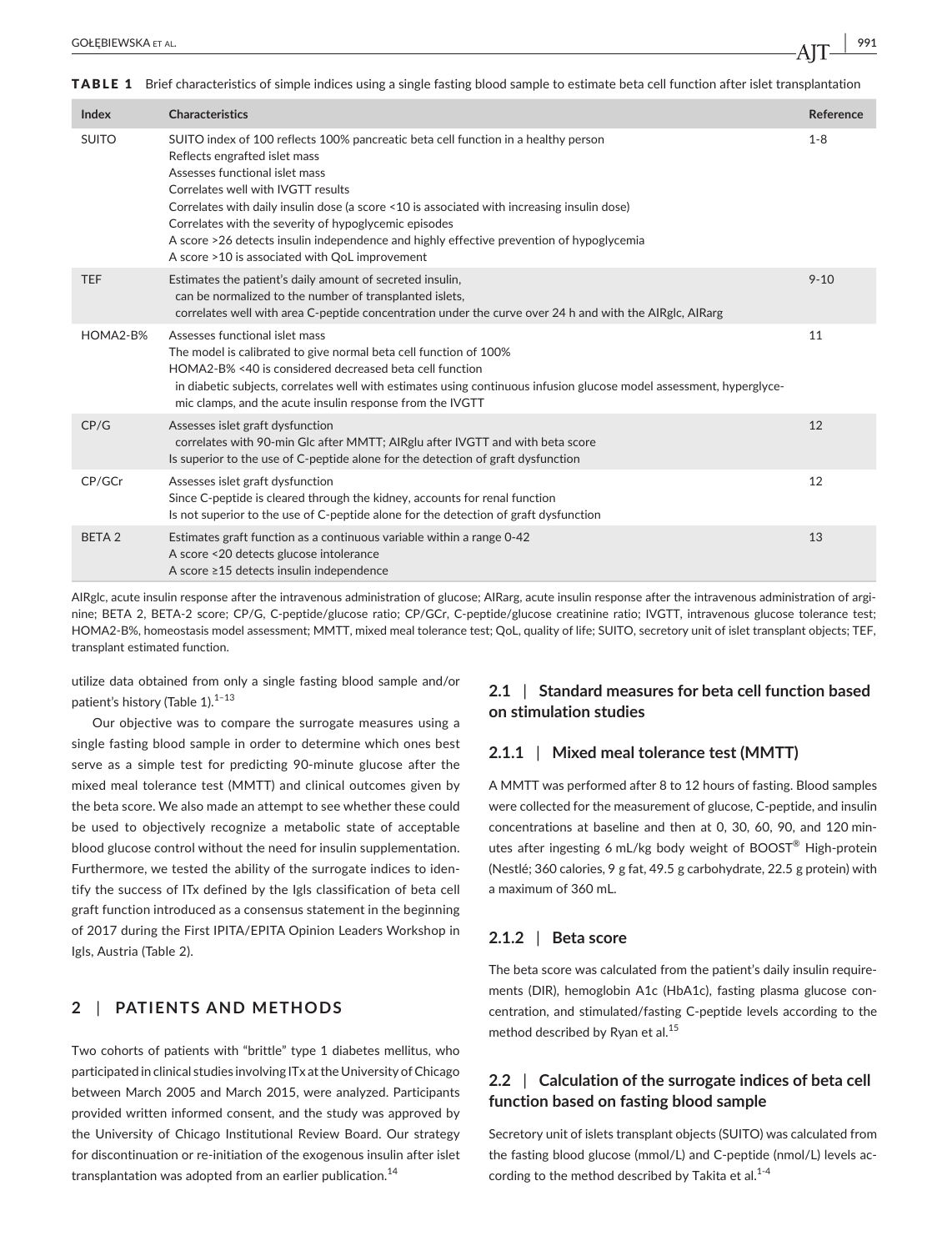**TABLE 1** Brief characteristics of simple indices using a single fasting blood sample to estimate beta cell function after islet transplantation

| Index | Characteristics | Reference |
|---|---|---|
| SUITO | SUITO index of 100 reflects 100% pancreatic beta cell function in a healthy person<br>Reflects engrafted islet mass<br>Assesses functional islet mass<br>Correlates well with IVGTT results<br>Correlates with daily insulin dose (a score <10 is associated with increasing insulin dose)<br>Correlates with the severity of hypoglycemic episodes<br>A score >26 detects insulin independence and highly effective prevention of hypoglycemia<br>A score >10 is associated with QoL improvement | 1-8 |
| TEF | Estimates the patient's daily amount of secreted insulin,<br>can be normalized to the number of transplanted islets,<br>correlates well with area C-peptide concentration under the curve over 24 h and with the AIRglc, AIRarg | 9-10 |
| HOMA2-B% | Assesses functional islet mass<br>The model is calibrated to give normal beta cell function of 100%<br>HOMA2-B% <40 is considered decreased beta cell function<br>in diabetic subjects, correlates well with estimates using continuous infusion glucose model assessment, hyperglycemic clamps, and the acute insulin response from the IVGTT | 11 |
| CP/G | Assesses islet graft dysfunction<br>correlates with 90-min Glc after MMTT; AIRglu after IVGTT and with beta score<br>Is superior to the use of C-peptide alone for the detection of graft dysfunction | 12 |
| CP/GCr | Assesses islet graft dysfunction<br>Since C-peptide is cleared through the kidney, accounts for renal function<br>Is not superior to the use of C-peptide alone for the detection of graft dysfunction | 12 |
| BETA 2 | Estimates graft function as a continuous variable within a range 0-42<br>A score <20 detects glucose intolerance<br>A score ≥15 detects insulin independence | 13 |

AIRglc, acute insulin response after the intravenous administration of glucose; AIRarg, acute insulin response after the intravenous administration of arginine; BETA 2, BETA-2 score; CP/G, C-peptide/glucose ratio; CP/GCr, C-peptide/glucose creatinine ratio; IVGTT, intravenous glucose tolerance test; HOMA2-B%, homeostasis model assessment; MMTT, mixed meal tolerance test; QoL, quality of life; SUITO, secretory unit of islet transplant objects; TEF, transplant estimated function.

utilize data obtained from only a single fasting blood sample and/or patient's history (Table 1).[1–13]

Our objective was to compare the surrogate measures using a single fasting blood sample in order to determine which ones best serve as a simple test for predicting 90-minute glucose after the mixed meal tolerance test (MMTT) and clinical outcomes given by the beta score. We also made an attempt to see whether these could be used to objectively recognize a metabolic state of acceptable blood glucose control without the need for insulin supplementation. Furthermore, we tested the ability of the surrogate indices to identify the success of ITx defined by the Igls classification of beta cell graft function introduced as a consensus statement in the beginning of 2017 during the First IPITA/EPITA Opinion Leaders Workshop in Igls, Austria (Table 2).

## 2 | PATIENTS AND METHODS

Two cohorts of patients with "brittle" type 1 diabetes mellitus, who participated in clinical studies involving ITx at the University of Chicago between March 2005 and March 2015, were analyzed. Participants provided written informed consent, and the study was approved by the University of Chicago Institutional Review Board. Our strategy for discontinuation or re-initiation of the exogenous insulin after islet transplantation was adopted from an earlier publication.[14]

### 2.1 | Standard measures for beta cell function based on stimulation studies

#### 2.1.1 | Mixed meal tolerance test (MMTT)

A MMTT was performed after 8 to 12 hours of fasting. Blood samples were collected for the measurement of glucose, C-peptide, and insulin concentrations at baseline and then at 0, 30, 60, 90, and 120 minutes after ingesting 6 mL/kg body weight of BOOST® High-protein (Nestlé; 360 calories, 9 g fat, 49.5 g carbohydrate, 22.5 g protein) with a maximum of 360 mL.

#### 2.1.2 | Beta score

The beta score was calculated from the patient's daily insulin requirements (DIR), hemoglobin A1c (HbA1c), fasting plasma glucose concentration, and stimulated/fasting C-peptide levels according to the method described by Ryan et al.[15]

### 2.2 | Calculation of the surrogate indices of beta cell function based on fasting blood sample

Secretory unit of islets transplant objects (SUITO) was calculated from the fasting blood glucose (mmol/L) and C-peptide (nmol/L) levels according to the method described by Takita et al.[1-4]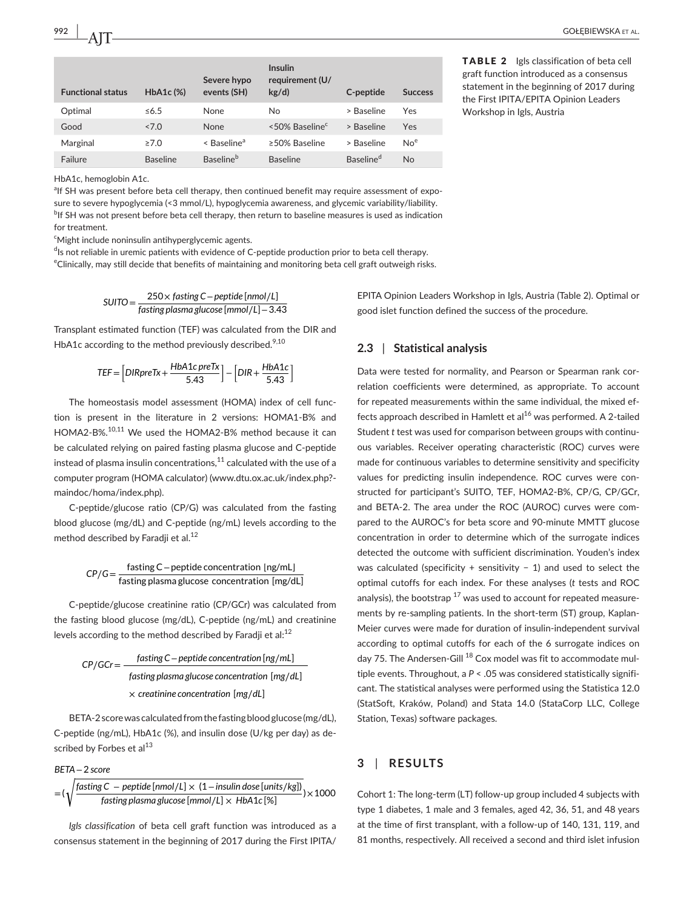**TABLE 2** Igls classification of beta cell graft function introduced as a consensus statement in the beginning of 2017 during the First IPITA/EPITA Opinion Leaders Workshop in Igls, Austria

| Functional status | HbA1c (%) | Severe hypo events (SH) | Insulin requirement (U/kg/d) | C-peptide | Success |
|---|---|---|---|---|---|
| Optimal | ≤6.5 | None | No | > Baseline | Yes |
| Good | <7.0 | None | <50% Baseline[c] | > Baseline | Yes |
| Marginal | ≥7.0 | < Baseline[a] | ≥50% Baseline | > Baseline | No[e] |
| Failure | Baseline | Baseline[b] | Baseline | Baseline[d] | No |

HbA1c, hemoglobin A1c.

[a]If SH was present before beta cell therapy, then continued benefit may require assessment of exposure to severe hypoglycemia (<3 mmol/L), hypoglycemia awareness, and glycemic variability/liability.

[b]If SH was not present before beta cell therapy, then return to baseline measures is used as indication for treatment.

[c]Might include noninsulin antihyperglycemic agents.

[d]Is not reliable in uremic patients with evidence of C-peptide production prior to beta cell therapy.

[e]Clinically, may still decide that benefits of maintaining and monitoring beta cell graft outweigh risks.

$$SUITO = \frac{250 \times \text{fasting } C-\text{peptide}\,[nmol/L]}{\text{fasting plasma glucose}\,[mmol/L] - 3.43}$$

Transplant estimated function (TEF) was calculated from the DIR and HbA1c according to the method previously described.[9,10]

$$TEF = \left[DIRpreTx + \frac{HbA1c\,preTx}{5.43}\right] - \left[DIR + \frac{HbA1c}{5.43}\right]$$

The homeostasis model assessment (HOMA) index of cell function is present in the literature in 2 versions: HOMA1-B% and HOMA2-B%.[10,11] We used the HOMA2-B% method because it can be calculated relying on paired fasting plasma glucose and C-peptide instead of plasma insulin concentrations,[11] calculated with the use of a computer program (HOMA calculator) (www.dtu.ox.ac.uk/index.php?-maindoc/homa/index.php).

C-peptide/glucose ratio (CP/G) was calculated from the fasting blood glucose (mg/dL) and C-peptide (ng/mL) levels according to the method described by Faradji et al.[12]

$$CP/G = \frac{\text{fasting C}-\text{peptide concentration [ng/mL]}}{\text{fasting plasma glucose concentration [mg/dL]}}$$

C-peptide/glucose creatinine ratio (CP/GCr) was calculated from the fasting blood glucose (mg/dL), C-peptide (ng/mL) and creatinine levels according to the method described by Faradji et al:[12]

$$CP/GCr = \frac{\text{fasting } C-\text{peptide concentration}\,[ng/mL]}{\text{fasting plasma glucose concentration}\,[mg/dL] \times \text{creatinine concentration}\,[mg/dL]}$$

BETA-2 score was calculated from the fasting blood glucose (mg/dL), C-peptide (ng/mL), HbA1c (%), and insulin dose (U/kg per day) as described by Forbes et al[13]

$$BETA-2\ score = \left(\sqrt{\frac{\text{fasting } C-\text{peptide}\,[nmol/L] \times (1 - \text{insulin dose}\,[units/kg])}{\text{fasting plasma glucose}\,[mmol/L] \times HbA1c\,[\%]}}\right) \times 1000$$

*Igls classification* of beta cell graft function was introduced as a consensus statement in the beginning of 2017 during the First IPITA/EPITA Opinion Leaders Workshop in Igls, Austria (Table 2). Optimal or good islet function defined the success of the procedure.

## 2.3 | Statistical analysis

Data were tested for normality, and Pearson or Spearman rank correlation coefficients were determined, as appropriate. To account for repeated measurements within the same individual, the mixed effects approach described in Hamlett et al[16] was performed. A 2-tailed Student *t* test was used for comparison between groups with continuous variables. Receiver operating characteristic (ROC) curves were made for continuous variables to determine sensitivity and specificity values for predicting insulin independence. ROC curves were constructed for participant's SUITO, TEF, HOMA2-B%, CP/G, CP/GCr, and BETA-2. The area under the ROC (AUROC) curves were compared to the AUROC's for beta score and 90-minute MMTT glucose concentration in order to determine which of the surrogate indices detected the outcome with sufficient discrimination. Youden's index was calculated (specificity + sensitivity − 1) and used to select the optimal cutoffs for each index. For these analyses (*t* tests and ROC analysis), the bootstrap [17] was used to account for repeated measurements by re-sampling patients. In the short-term (ST) group, Kaplan-Meier curves were made for duration of insulin-independent survival according to optimal cutoffs for each of the 6 surrogate indices on day 75. The Andersen-Gill [18] Cox model was fit to accommodate multiple events. Throughout, a $P < .05$ was considered statistically significant. The statistical analyses were performed using the Statistica 12.0 (StatSoft, Kraków, Poland) and Stata 14.0 (StataCorp LLC, College Station, Texas) software packages.

# 3 | RESULTS

Cohort 1: The long-term (LT) follow-up group included 4 subjects with type 1 diabetes, 1 male and 3 females, aged 42, 36, 51, and 48 years at the time of first transplant, with a follow-up of 140, 131, 119, and 81 months, respectively. All received a second and third islet infusion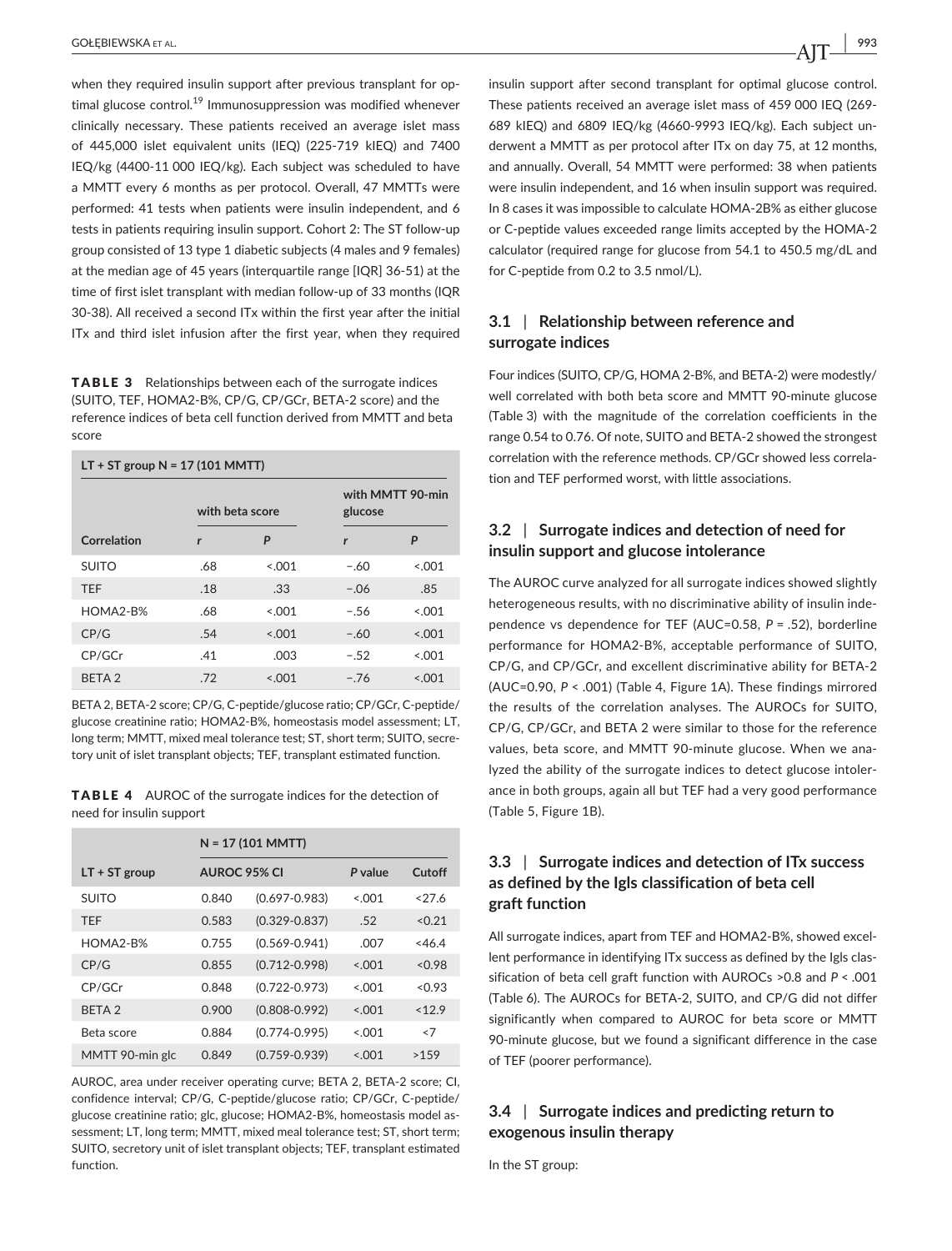when they required insulin support after previous transplant for optimal glucose control.[19] Immunosuppression was modified whenever clinically necessary. These patients received an average islet mass of 445,000 islet equivalent units (IEQ) (225-719 kIEQ) and 7400 IEQ/kg (4400-11 000 IEQ/kg). Each subject was scheduled to have a MMTT every 6 months as per protocol. Overall, 47 MMTTs were performed: 41 tests when patients were insulin independent, and 6 tests in patients requiring insulin support. Cohort 2: The ST follow-up group consisted of 13 type 1 diabetic subjects (4 males and 9 females) at the median age of 45 years (interquartile range [IQR] 36-51) at the time of first islet transplant with median follow-up of 33 months (IQR 30-38). All received a second ITx within the first year after the initial ITx and third islet infusion after the first year, when they required insulin support after second transplant for optimal glucose control. These patients received an average islet mass of 459 000 IEQ (269-689 kIEQ) and 6809 IEQ/kg (4660-9993 IEQ/kg). Each subject underwent a MMTT as per protocol after ITx on day 75, at 12 months, and annually. Overall, 54 MMTT were performed: 38 when patients were insulin independent, and 16 when insulin support was required. In 8 cases it was impossible to calculate HOMA-2B% as either glucose or C-peptide values exceeded range limits accepted by the HOMA-2 calculator (required range for glucose from 54.1 to 450.5 mg/dL and for C-peptide from 0.2 to 3.5 nmol/L).

**TABLE 3** Relationships between each of the surrogate indices (SUITO, TEF, HOMA2-B%, CP/G, CP/GCr, BETA-2 score) and the reference indices of beta cell function derived from MMTT and beta score

| LT + ST group N = 17 (101 MMTT) | | | | |
|---|---|---|---|---|
| | with beta score | | with MMTT 90-min glucose | |
| Correlation | *r* | *P* | *r* | *P* |
| SUITO | .68 | <.001 | −.60 | <.001 |
| TEF | .18 | .33 | −.06 | .85 |
| HOMA2-B% | .68 | <.001 | −.56 | <.001 |
| CP/G | .54 | <.001 | −.60 | <.001 |
| CP/GCr | .41 | .003 | −.52 | <.001 |
| BETA 2 | .72 | <.001 | −.76 | <.001 |

BETA 2, BETA-2 score; CP/G, C-peptide/glucose ratio; CP/GCr, C-peptide/glucose creatinine ratio; HOMA2-B%, homeostasis model assessment; LT, long term; MMTT, mixed meal tolerance test; ST, short term; SUITO, secretory unit of islet transplant objects; TEF, transplant estimated function.

**TABLE 4** AUROC of the surrogate indices for the detection of need for insulin support

| | N = 17 (101 MMTT) | | | |
|---|---|---|---|---|
| LT + ST group | AUROC 95% CI | | *P* value | Cutoff |
| SUITO | 0.840 | (0.697-0.983) | <.001 | <27.6 |
| TEF | 0.583 | (0.329-0.837) | .52 | <0.21 |
| HOMA2-B% | 0.755 | (0.569-0.941) | .007 | <46.4 |
| CP/G | 0.855 | (0.712-0.998) | <.001 | <0.98 |
| CP/GCr | 0.848 | (0.722-0.973) | <.001 | <0.93 |
| BETA 2 | 0.900 | (0.808-0.992) | <.001 | <12.9 |
| Beta score | 0.884 | (0.774-0.995) | <.001 | <7 |
| MMTT 90-min glc | 0.849 | (0.759-0.939) | <.001 | >159 |

AUROC, area under receiver operating curve; BETA 2, BETA-2 score; CI, confidence interval; CP/G, C-peptide/glucose ratio; CP/GCr, C-peptide/glucose creatinine ratio; glc, glucose; HOMA2-B%, homeostasis model assessment; LT, long term; MMTT, mixed meal tolerance test; ST, short term; SUITO, secretory unit of islet transplant objects; TEF, transplant estimated function.

### 3.1 | Relationship between reference and surrogate indices

Four indices (SUITO, CP/G, HOMA 2-B%, and BETA-2) were modestly/well correlated with both beta score and MMTT 90-minute glucose (Table 3) with the magnitude of the correlation coefficients in the range 0.54 to 0.76. Of note, SUITO and BETA-2 showed the strongest correlation with the reference methods. CP/GCr showed less correlation and TEF performed worst, with little associations.

### 3.2 | Surrogate indices and detection of need for insulin support and glucose intolerance

The AUROC curve analyzed for all surrogate indices showed slightly heterogeneous results, with no discriminative ability of insulin independence vs dependence for TEF (AUC=0.58, *P* = .52), borderline performance for HOMA2-B%, acceptable performance of SUITO, CP/G, and CP/GCr, and excellent discriminative ability for BETA-2 (AUC=0.90, *P* < .001) (Table 4, Figure 1A). These findings mirrored the results of the correlation analyses. The AUROCs for SUITO, CP/G, CP/GCr, and BETA 2 were similar to those for the reference values, beta score, and MMTT 90-minute glucose. When we analyzed the ability of the surrogate indices to detect glucose intolerance in both groups, again all but TEF had a very good performance (Table 5, Figure 1B).

### 3.3 | Surrogate indices and detection of ITx success as defined by the Igls classification of beta cell graft function

All surrogate indices, apart from TEF and HOMA2-B%, showed excellent performance in identifying ITx success as defined by the Igls classification of beta cell graft function with AUROCs >0.8 and *P* < .001 (Table 6). The AUROCs for BETA-2, SUITO, and CP/G did not differ significantly when compared to AUROC for beta score or MMTT 90-minute glucose, but we found a significant difference in the case of TEF (poorer performance).

### 3.4 | Surrogate indices and predicting return to exogenous insulin therapy

In the ST group: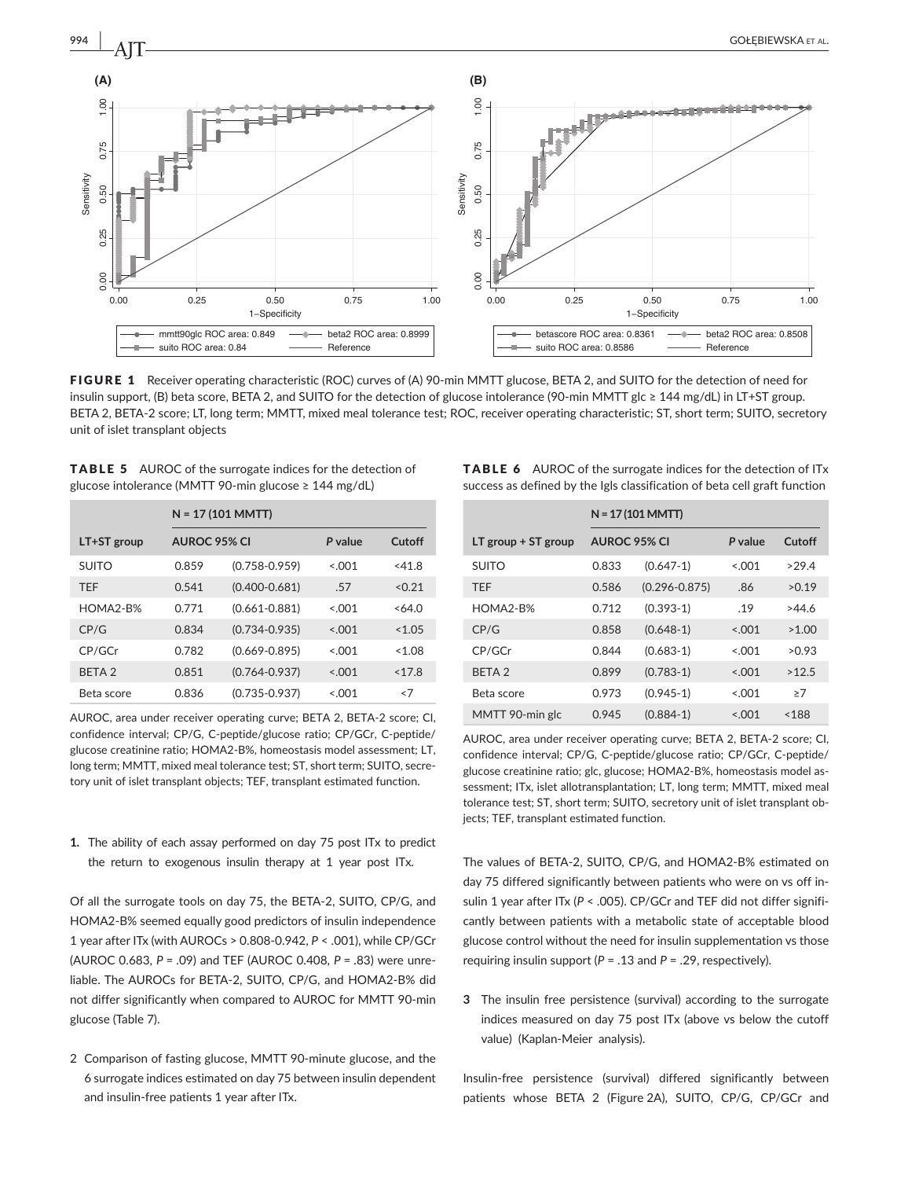**FIGURE 1** Receiver operating characteristic (ROC) curves of (A) 90-min MMTT glucose, BETA 2, and SUITO for the detection of need for insulin support, (B) beta score, BETA 2, and SUITO for the detection of glucose intolerance (90-min MMTT glc ≥ 144 mg/dL) in LT+ST group. BETA 2, BETA-2 score; LT, long term; MMTT, mixed meal tolerance test; ROC, receiver operating characteristic; ST, short term; SUITO, secretory unit of islet transplant objects

**TABLE 5** AUROC of the surrogate indices for the detection of glucose intolerance (MMTT 90-min glucose ≥ 144 mg/dL)

| | N = 17 (101 MMTT) | | | |
|---|---|---|---|---|
| LT+ST group | AUROC 95% CI | | *P* value | Cutoff |
| SUITO | 0.859 | (0.758-0.959) | <.001 | <41.8 |
| TEF | 0.541 | (0.400-0.681) | .57 | <0.21 |
| HOMA2-B% | 0.771 | (0.661-0.881) | <.001 | <64.0 |
| CP/G | 0.834 | (0.734-0.935) | <.001 | <1.05 |
| CP/GCr | 0.782 | (0.669-0.895) | <.001 | <1.08 |
| BETA 2 | 0.851 | (0.764-0.937) | <.001 | <17.8 |
| Beta score | 0.836 | (0.735-0.937) | <.001 | <7 |

AUROC, area under receiver operating curve; BETA 2, BETA-2 score; CI, confidence interval; CP/G, C-peptide/glucose ratio; CP/GCr, C-peptide/glucose creatinine ratio; HOMA2-B%, homeostasis model assessment; LT, long term; MMTT, mixed meal tolerance test; ST, short term; SUITO, secretory unit of islet transplant objects; TEF, transplant estimated function.

**TABLE 6** AUROC of the surrogate indices for the detection of ITx success as defined by the Igls classification of beta cell graft function

| | N = 17 (101 MMTT) | | | |
|---|---|---|---|---|
| LT group + ST group | AUROC 95% CI | | *P* value | Cutoff |
| SUITO | 0.833 | (0.647-1) | <.001 | >29.4 |
| TEF | 0.586 | (0.296-0.875) | .86 | >0.19 |
| HOMA2-B% | 0.712 | (0.393-1) | .19 | >44.6 |
| CP/G | 0.858 | (0.648-1) | <.001 | >1.00 |
| CP/GCr | 0.844 | (0.683-1) | <.001 | >0.93 |
| BETA 2 | 0.899 | (0.783-1) | <.001 | >12.5 |
| Beta score | 0.973 | (0.945-1) | <.001 | ≥7 |
| MMTT 90-min glc | 0.945 | (0.884-1) | <.001 | <188 |

AUROC, area under receiver operating curve; BETA 2, BETA-2 score; CI, confidence interval; CP/G, C-peptide/glucose ratio; CP/GCr, C-peptide/glucose creatinine ratio; glc, glucose; HOMA2-B%, homeostasis model assessment; ITx, islet allotransplantation; LT, long term; MMTT, mixed meal tolerance test; ST, short term; SUITO, secretory unit of islet transplant objects; TEF, transplant estimated function.

1. The ability of each assay performed on day 75 post ITx to predict the return to exogenous insulin therapy at 1 year post ITx.

Of all the surrogate tools on day 75, the BETA-2, SUITO, CP/G, and HOMA2-B% seemed equally good predictors of insulin independence 1 year after ITx (with AUROCs > 0.808-0.942, *P* < .001), while CP/GCr (AUROC 0.683, *P* = .09) and TEF (AUROC 0.408, *P* = .83) were unreliable. The AUROCs for BETA-2, SUITO, CP/G, and HOMA2-B% did not differ significantly when compared to AUROC for MMTT 90-min glucose (Table 7).

2 Comparison of fasting glucose, MMTT 90-minute glucose, and the 6 surrogate indices estimated on day 75 between insulin dependent and insulin-free patients 1 year after ITx.

The values of BETA-2, SUITO, CP/G, and HOMA2-B% estimated on day 75 differed significantly between patients who were on vs off insulin 1 year after ITx (*P* < .005). CP/GCr and TEF did not differ significantly between patients with a metabolic state of acceptable blood glucose control without the need for insulin supplementation vs those requiring insulin support (*P* = .13 and *P* = .29, respectively).

3 The insulin free persistence (survival) according to the surrogate indices measured on day 75 post ITx (above vs below the cutoff value) (Kaplan-Meier analysis).

Insulin-free persistence (survival) differed significantly between patients whose BETA 2 (Figure 2A), SUITO, CP/G, CP/GCr and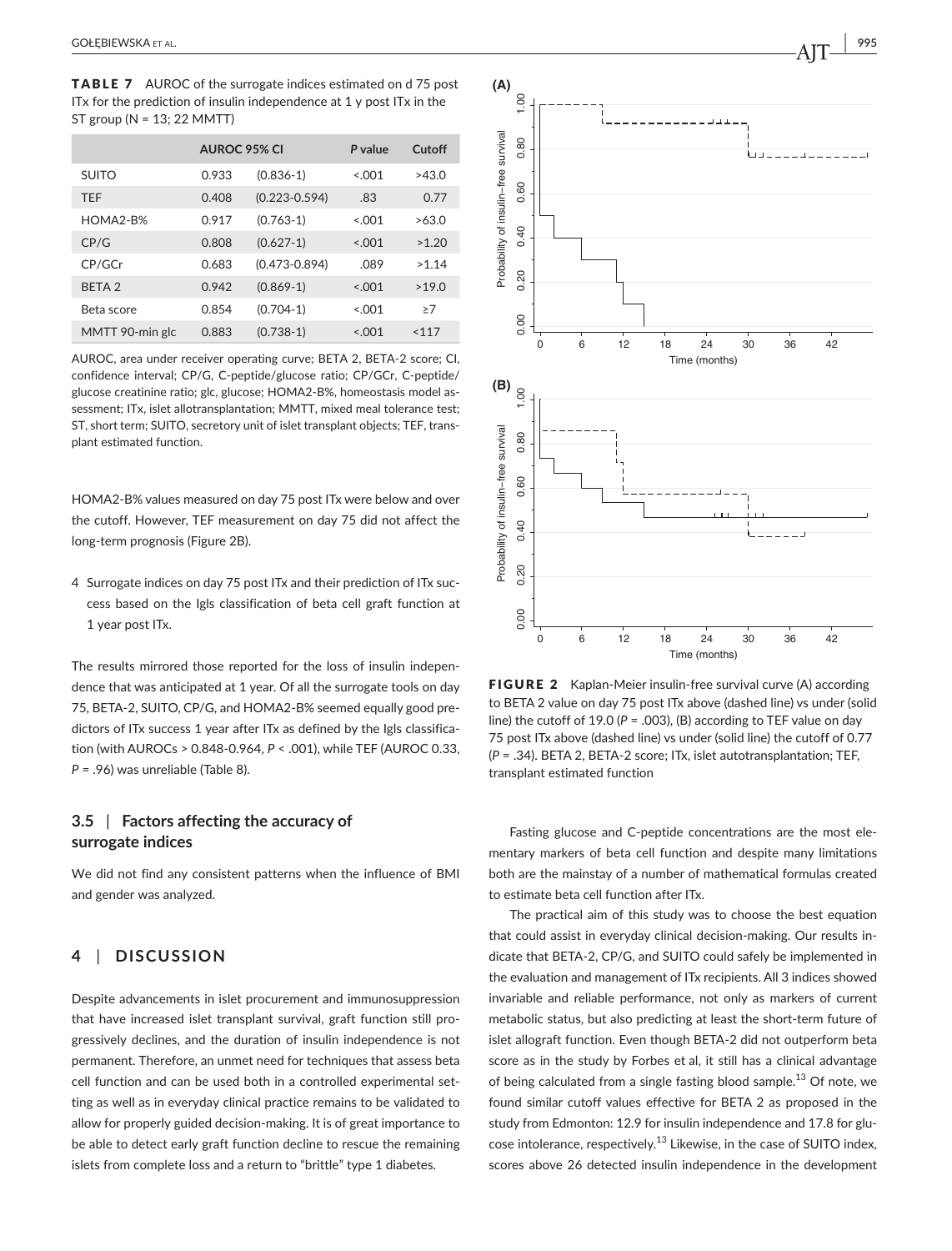**TABLE 7** AUROC of the surrogate indices estimated on d 75 post ITx for the prediction of insulin independence at 1 y post ITx in the ST group (N = 13; 22 MMTT)

| | AUROC 95% CI | | *P* value | Cutoff |
|---|---|---|---|---|
| SUITO | 0.933 | (0.836-1) | <.001 | >43.0 |
| TEF | 0.408 | (0.223-0.594) | .83 | 0.77 |
| HOMA2-B% | 0.917 | (0.763-1) | <.001 | >63.0 |
| CP/G | 0.808 | (0.627-1) | <.001 | >1.20 |
| CP/GCr | 0.683 | (0.473-0.894) | .089 | >1.14 |
| BETA 2 | 0.942 | (0.869-1) | <.001 | >19.0 |
| Beta score | 0.854 | (0.704-1) | <.001 | ≥7 |
| MMTT 90-min glc | 0.883 | (0.738-1) | <.001 | <117 |

AUROC, area under receiver operating curve; BETA 2, BETA-2 score; CI, confidence interval; CP/G, C-peptide/glucose ratio; CP/GCr, C-peptide/glucose creatinine ratio; glc, glucose; HOMA2-B%, homeostasis model assessment; ITx, islet allotransplantation; MMTT, mixed meal tolerance test; ST, short term; SUITO, secretory unit of islet transplant objects; TEF, transplant estimated function.

HOMA2-B% values measured on day 75 post ITx were below and over the cutoff. However, TEF measurement on day 75 did not affect the long-term prognosis (Figure 2B).

4 Surrogate indices on day 75 post ITx and their prediction of ITx success based on the Igls classification of beta cell graft function at 1 year post ITx.

The results mirrored those reported for the loss of insulin independence that was anticipated at 1 year. Of all the surrogate tools on day 75, BETA-2, SUITO, CP/G, and HOMA2-B% seemed equally good predictors of ITx success 1 year after ITx as defined by the Igls classification (with AUROCs > 0.848-0.964, *P* < .001), while TEF (AUROC 0.33, *P* = .96) was unreliable (Table 8).

### 3.5 | Factors affecting the accuracy of surrogate indices

We did not find any consistent patterns when the influence of BMI and gender was analyzed.

## 4 | DISCUSSION

Despite advancements in islet procurement and immunosuppression that have increased islet transplant survival, graft function still progressively declines, and the duration of insulin independence is not permanent. Therefore, an unmet need for techniques that assess beta cell function and can be used both in a controlled experimental setting as well as in everyday clinical practice remains to be validated to allow for properly guided decision-making. It is of great importance to be able to detect early graft function decline to rescue the remaining islets from complete loss and a return to "brittle" type 1 diabetes.

**FIGURE 2** Kaplan-Meier insulin-free survival curve (A) according to BETA 2 value on day 75 post ITx above (dashed line) vs under (solid line) the cutoff of 19.0 (*P* = .003), (B) according to TEF value on day 75 post ITx above (dashed line) vs under (solid line) the cutoff of 0.77 (*P* = .34). BETA 2, BETA-2 score; ITx, islet autotransplantation; TEF, transplant estimated function

Fasting glucose and C-peptide concentrations are the most elementary markers of beta cell function and despite many limitations both are the mainstay of a number of mathematical formulas created to estimate beta cell function after ITx.

The practical aim of this study was to choose the best equation that could assist in everyday clinical decision-making. Our results indicate that BETA-2, CP/G, and SUITO could safely be implemented in the evaluation and management of ITx recipients. All 3 indices showed invariable and reliable performance, not only as markers of current metabolic status, but also predicting at least the short-term future of islet allograft function. Even though BETA-2 did not outperform beta score as in the study by Forbes et al, it still has a clinical advantage of being calculated from a single fasting blood sample.[13] Of note, we found similar cutoff values effective for BETA 2 as proposed in the study from Edmonton: 12.9 for insulin independence and 17.8 for glucose intolerance, respectively.[13] Likewise, in the case of SUITO index, scores above 26 detected insulin independence in the development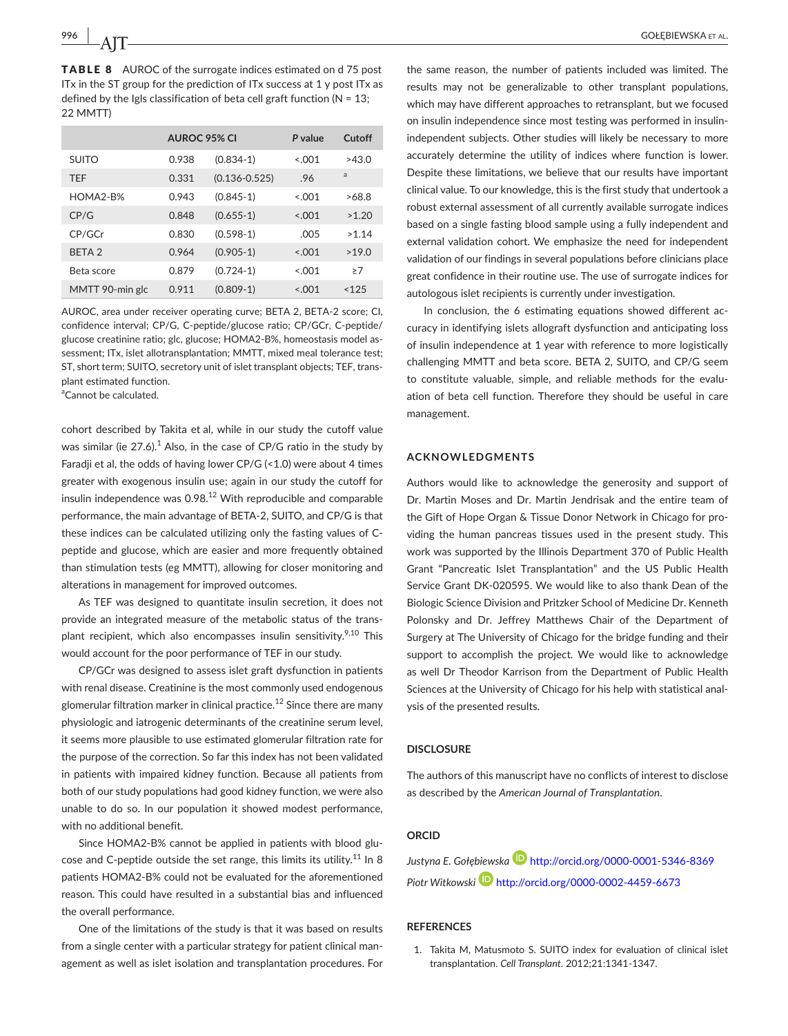**TABLE 8** AUROC of the surrogate indices estimated on d 75 post ITx in the ST group for the prediction of ITx success at 1 y post ITx as defined by the Igls classification of beta cell graft function (N = 13; 22 MMTT)

| | AUROC 95% CI | | *P* value | Cutoff |
|---|---|---|---|---|
| SUITO | 0.938 | (0.834-1) | <.001 | >43.0 |
| TEF | 0.331 | (0.136-0.525) | .96 | [a] |
| HOMA2-B% | 0.943 | (0.845-1) | <.001 | >68.8 |
| CP/G | 0.848 | (0.655-1) | <.001 | >1.20 |
| CP/GCr | 0.830 | (0.598-1) | .005 | >1.14 |
| BETA 2 | 0.964 | (0.905-1) | <.001 | >19.0 |
| Beta score | 0.879 | (0.724-1) | <.001 | ≥7 |
| MMTT 90-min glc | 0.911 | (0.809-1) | <.001 | <125 |

AUROC, area under receiver operating curve; BETA 2, BETA-2 score; CI, confidence interval; CP/G, C-peptide/glucose ratio; CP/GCr, C-peptide/glucose creatinine ratio; glc, glucose; HOMA2-B%, homeostasis model assessment; ITx, islet allotransplantation; MMTT, mixed meal tolerance test; ST, short term; SUITO, secretory unit of islet transplant objects; TEF, transplant estimated function.
[a]Cannot be calculated.

cohort described by Takita et al, while in our study the cutoff value was similar (ie 27.6).[1] Also, in the case of CP/G ratio in the study by Faradji et al, the odds of having lower CP/G (<1.0) were about 4 times greater with exogenous insulin use; again in our study the cutoff for insulin independence was 0.98.[12] With reproducible and comparable performance, the main advantage of BETA-2, SUITO, and CP/G is that these indices can be calculated utilizing only the fasting values of C-peptide and glucose, which are easier and more frequently obtained than stimulation tests (eg MMTT), allowing for closer monitoring and alterations in management for improved outcomes.

As TEF was designed to quantitate insulin secretion, it does not provide an integrated measure of the metabolic status of the transplant recipient, which also encompasses insulin sensitivity.[9,10] This would account for the poor performance of TEF in our study.

CP/GCr was designed to assess islet graft dysfunction in patients with renal disease. Creatinine is the most commonly used endogenous glomerular filtration marker in clinical practice.[12] Since there are many physiologic and iatrogenic determinants of the creatinine serum level, it seems more plausible to use estimated glomerular filtration rate for the purpose of the correction. So far this index has not been validated in patients with impaired kidney function. Because all patients from both of our study populations had good kidney function, we were also unable to do so. In our population it showed modest performance, with no additional benefit.

Since HOMA2-B% cannot be applied in patients with blood glucose and C-peptide outside the set range, this limits its utility.[11] In 8 patients HOMA2-B% could not be evaluated for the aforementioned reason. This could have resulted in a substantial bias and influenced the overall performance.

One of the limitations of the study is that it was based on results from a single center with a particular strategy for patient clinical management as well as islet isolation and transplantation procedures. For the same reason, the number of patients included was limited. The results may not be generalizable to other transplant populations, which may have different approaches to retransplant, but we focused on insulin independence since most testing was performed in insulin-independent subjects. Other studies will likely be necessary to more accurately determine the utility of indices where function is lower. Despite these limitations, we believe that our results have important clinical value. To our knowledge, this is the first study that undertook a robust external assessment of all currently available surrogate indices based on a single fasting blood sample using a fully independent and external validation cohort. We emphasize the need for independent validation of our findings in several populations before clinicians place great confidence in their routine use. The use of surrogate indices for autologous islet recipients is currently under investigation.

In conclusion, the 6 estimating equations showed different accuracy in identifying islets allograft dysfunction and anticipating loss of insulin independence at 1 year with reference to more logistically challenging MMTT and beta score. BETA 2, SUITO, and CP/G seem to constitute valuable, simple, and reliable methods for the evaluation of beta cell function. Therefore they should be useful in care management.

## ACKNOWLEDGMENTS

Authors would like to acknowledge the generosity and support of Dr. Martin Moses and Dr. Martin Jendrisak and the entire team of the Gift of Hope Organ & Tissue Donor Network in Chicago for providing the human pancreas tissues used in the present study. This work was supported by the Illinois Department 370 of Public Health Grant "Pancreatic Islet Transplantation" and the US Public Health Service Grant DK-020595. We would like to also thank Dean of the Biologic Science Division and Pritzker School of Medicine Dr. Kenneth Polonsky and Dr. Jeffrey Matthews Chair of the Department of Surgery at The University of Chicago for the bridge funding and their support to accomplish the project. We would like to acknowledge as well Dr Theodor Karrison from the Department of Public Health Sciences at the University of Chicago for his help with statistical analysis of the presented results.

## DISCLOSURE

The authors of this manuscript have no conflicts of interest to disclose as described by the *American Journal of Transplantation*.

## ORCID

*Justyna E. Gołębiewska* http://orcid.org/0000-0001-5346-8369

*Piotr Witkowski* http://orcid.org/0000-0002-4459-6673

## REFERENCES

1. Takita M, Matusmoto S. SUITO index for evaluation of clinical islet transplantation. *Cell Transplant*. 2012;21:1341-1347.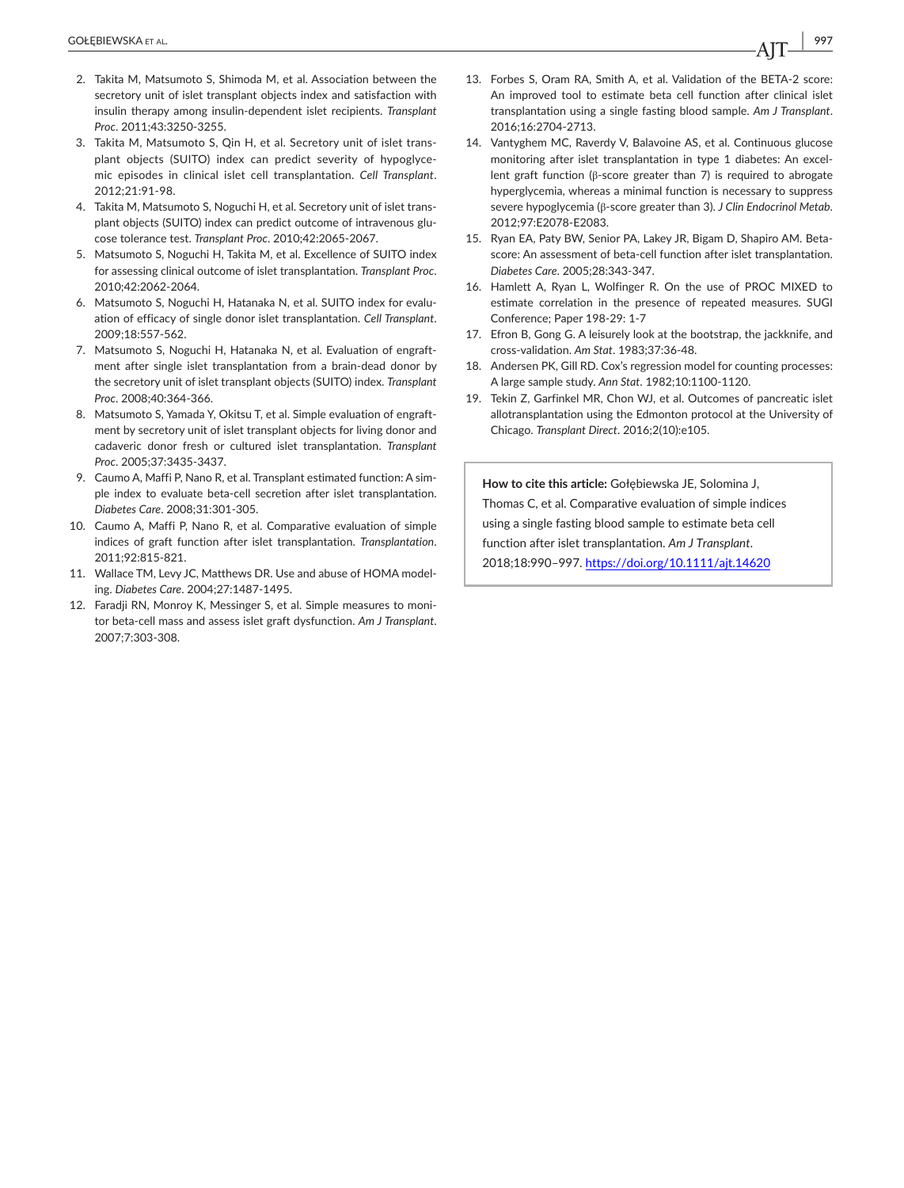2. Takita M, Matsumoto S, Shimoda M, et al. Association between the secretory unit of islet transplant objects index and satisfaction with insulin therapy among insulin-dependent islet recipients. *Transplant Proc*. 2011;43:3250-3255.
3. Takita M, Matsumoto S, Qin H, et al. Secretory unit of islet transplant objects (SUITO) index can predict severity of hypoglycemic episodes in clinical islet cell transplantation. *Cell Transplant*. 2012;21:91-98.
4. Takita M, Matsumoto S, Noguchi H, et al. Secretory unit of islet transplant objects (SUITO) index can predict outcome of intravenous glucose tolerance test. *Transplant Proc*. 2010;42:2065-2067.
5. Matsumoto S, Noguchi H, Takita M, et al. Excellence of SUITO index for assessing clinical outcome of islet transplantation. *Transplant Proc*. 2010;42:2062-2064.
6. Matsumoto S, Noguchi H, Hatanaka N, et al. SUITO index for evaluation of efficacy of single donor islet transplantation. *Cell Transplant*. 2009;18:557-562.
7. Matsumoto S, Noguchi H, Hatanaka N, et al. Evaluation of engraftment after single islet transplantation from a brain-dead donor by the secretory unit of islet transplant objects (SUITO) index. *Transplant Proc*. 2008;40:364-366.
8. Matsumoto S, Yamada Y, Okitsu T, et al. Simple evaluation of engraftment by secretory unit of islet transplant objects for living donor and cadaveric donor fresh or cultured islet transplantation. *Transplant Proc*. 2005;37:3435-3437.
9. Caumo A, Maffi P, Nano R, et al. Transplant estimated function: A simple index to evaluate beta-cell secretion after islet transplantation. *Diabetes Care*. 2008;31:301-305.
10. Caumo A, Maffi P, Nano R, et al. Comparative evaluation of simple indices of graft function after islet transplantation. *Transplantation*. 2011;92:815-821.
11. Wallace TM, Levy JC, Matthews DR. Use and abuse of HOMA modeling. *Diabetes Care*. 2004;27:1487-1495.
12. Faradji RN, Monroy K, Messinger S, et al. Simple measures to monitor beta-cell mass and assess islet graft dysfunction. *Am J Transplant*. 2007;7:303-308.
13. Forbes S, Oram RA, Smith A, et al. Validation of the BETA-2 score: An improved tool to estimate beta cell function after clinical islet transplantation using a single fasting blood sample. *Am J Transplant*. 2016;16:2704-2713.
14. Vantyghem MC, Raverdy V, Balavoine AS, et al. Continuous glucose monitoring after islet transplantation in type 1 diabetes: An excellent graft function (β-score greater than 7) is required to abrogate hyperglycemia, whereas a minimal function is necessary to suppress severe hypoglycemia (β-score greater than 3). *J Clin Endocrinol Metab*. 2012;97:E2078-E2083.
15. Ryan EA, Paty BW, Senior PA, Lakey JR, Bigam D, Shapiro AM. Beta-score: An assessment of beta-cell function after islet transplantation. *Diabetes Care*. 2005;28:343-347.
16. Hamlett A, Ryan L, Wolfinger R. On the use of PROC MIXED to estimate correlation in the presence of repeated measures. SUGI Conference; Paper 198-29: 1-7
17. Efron B, Gong G. A leisurely look at the bootstrap, the jackknife, and cross-validation. *Am Stat*. 1983;37:36-48.
18. Andersen PK, Gill RD. Cox's regression model for counting processes: A large sample study. *Ann Stat*. 1982;10:1100-1120.
19. Tekin Z, Garfinkel MR, Chon WJ, et al. Outcomes of pancreatic islet allotransplantation using the Edmonton protocol at the University of Chicago. *Transplant Direct*. 2016;2(10):e105.

**How to cite this article:** Gołębiewska JE, Solomina J, Thomas C, et al. Comparative evaluation of simple indices using a single fasting blood sample to estimate beta cell function after islet transplantation. *Am J Transplant*. 2018;18:990–997. https://doi.org/10.1111/ajt.14620